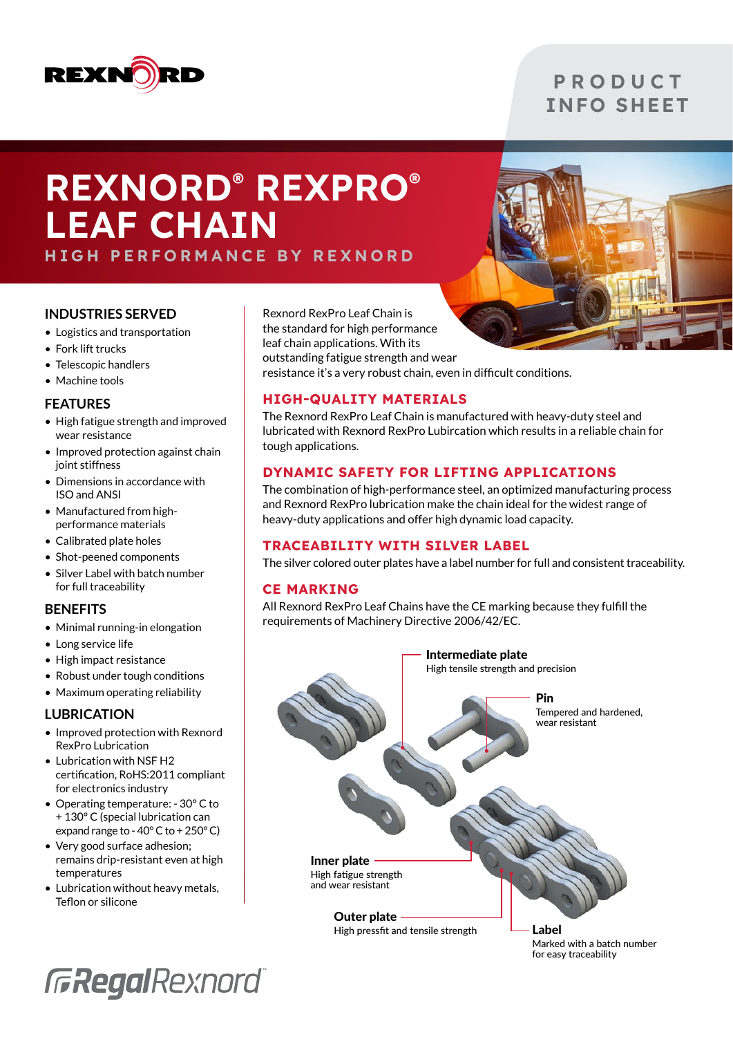REXNORD

PRODUCT INFO SHEET

# REXNORD® REXPRO® LEAF CHAIN

HIGH PERFORMANCE BY REXNORD

## INDUSTRIES SERVED

- Logistics and transportation
- Fork lift trucks
- Telescopic handlers
- Machine tools

## FEATURES

- High fatigue strength and improved wear resistance
- Improved protection against chain joint stiffness
- Dimensions in accordance with ISO and ANSI
- Manufactured from high-performance materials
- Calibrated plate holes
- Shot-peened components
- Silver Label with batch number for full traceability

## BENEFITS

- Minimal running-in elongation
- Long service life
- High impact resistance
- Robust under tough conditions
- Maximum operating reliability

## LUBRICATION

- Improved protection with Rexnord RexPro Lubrication
- Lubrication with NSF H2 certification, RoHS:2011 compliant for electronics industry
- Operating temperature: - 30° C to + 130° C (special lubrication can expand range to - 40° C to + 250° C)
- Very good surface adhesion; remains drip-resistant even at high temperatures
- Lubrication without heavy metals, Teflon or silicone

Rexnord RexPro Leaf Chain is the standard for high performance leaf chain applications. With its outstanding fatigue strength and wear resistance it's a very robust chain, even in difficult conditions.

## HIGH-QUALITY MATERIALS

The Rexnord RexPro Leaf Chain is manufactured with heavy-duty steel and lubricated with Rexnord RexPro Lubircation which results in a reliable chain for tough applications.

## DYNAMIC SAFETY FOR LIFTING APPLICATIONS

The combination of high-performance steel, an optimized manufacturing process and Rexnord RexPro lubrication make the chain ideal for the widest range of heavy-duty applications and offer high dynamic load capacity.

## TRACEABILITY WITH SILVER LABEL

The silver colored outer plates have a label number for full and consistent traceability.

## CE MARKING

All Rexnord RexPro Leaf Chains have the CE marking because they fulfill the requirements of Machinery Directive 2006/42/EC.

**Intermediate plate**
High tensile strength and precision

**Pin**
Tempered and hardened, wear resistant

**Inner plate**
High fatigue strength and wear resistant

**Outer plate**
High pressfit and tensile strength

**Label**
Marked with a batch number for easy traceability

RegalRexnord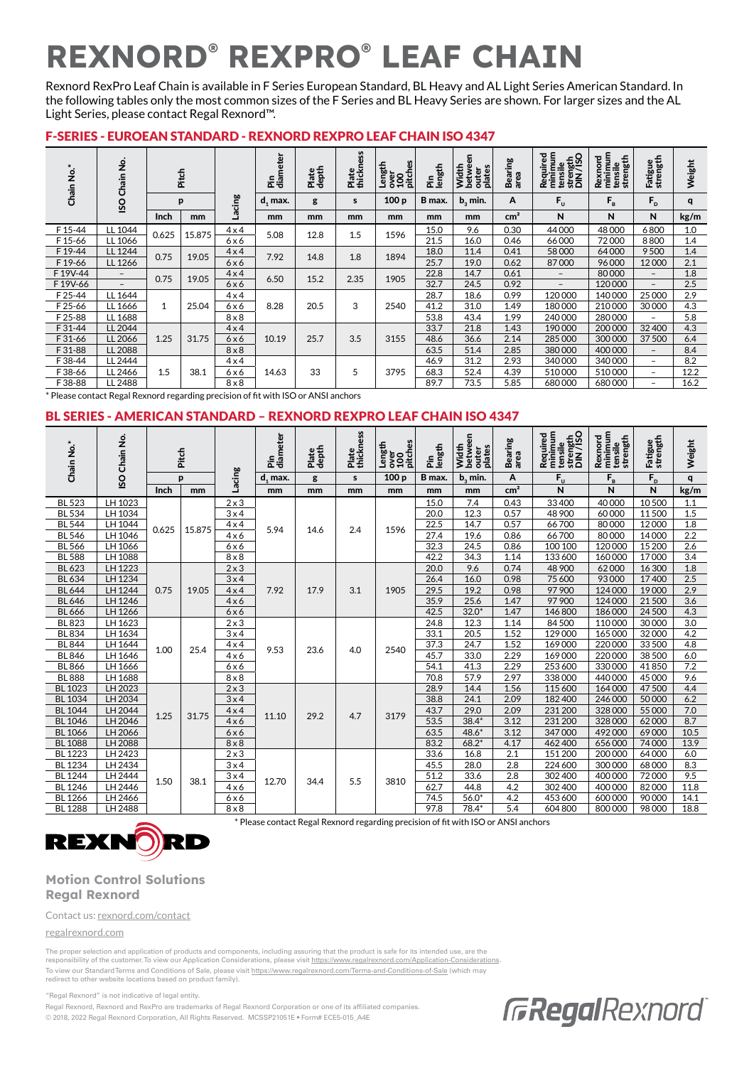# REXNORD® REXPRO® LEAF CHAIN

Rexnord RexPro Leaf Chain is available in F Series European Standard, BL Heavy and AL Light Series American Standard. In the following tables only the most common sizes of the F Series and BL Heavy Series are shown. For larger sizes and the AL Light Series, please contact Regal Rexnord™.

## F-SERIES - EUROEAN STANDARD - REXNORD REXPRO LEAF CHAIN ISO 4347

| Chain No.* | ISO Chain No. | Pitch | | Lacing | Pin diameter | Plate depth | Plate thickness | Length over 100 pitches | Pin length | Width between outer plates | Bearing area | Required minimum tensile strength DIN/ISO | Rexnord minimum tensile strength | Fatigue strength | Weight |
|---|---|---|---|---|---|---|---|---|---|---|---|---|---|---|---|
| | | p | | | $d_1$ max. | g | s | 100 p | B max. | $b_3$ min. | A | $F_U$ | $F_B$ | $F_D$ | q |
| | | Inch | mm | | mm | mm | mm | mm | mm | mm | cm² | N | N | N | kg/m |
| F 15-44 | LL 1044 | 0.625 | 15.875 | 4x4 | 5.08 | 12.8 | 1.5 | 1596 | 15.0 | 9.6 | 0.30 | 44 000 | 48 000 | 6 800 | 1.0 |
| F 15-66 | LL 1066 | | | 6x6 | | | | | 21.5 | 16.0 | 0.46 | 66 000 | 72 000 | 8 800 | 1.4 |
| F 19-44 | LL 1244 | 0.75 | 19.05 | 4x4 | 7.92 | 14.8 | 1.8 | 1894 | 18.0 | 11.4 | 0.41 | 58 000 | 64 000 | 9 500 | 1.4 |
| F 19-66 | LL 1266 | | | 6x6 | | | | | 25.7 | 19.0 | 0.62 | 87 000 | 96 000 | 12 000 | 2.1 |
| F 19V-44 | – | 0.75 | 19.05 | 4x4 | 6.50 | 15.2 | 2.35 | 1905 | 22.8 | 14.7 | 0.61 | – | 80 000 | – | 1.8 |
| F 19V-66 | – | | | 6x6 | | | | | 32.7 | 24.5 | 0.92 | – | 120 000 | – | 2.5 |
| F 25-44 | LL 1644 | 1 | 25.04 | 4x4 | 8.28 | 20.5 | 3 | 2540 | 28.7 | 18.6 | 0.99 | 120 000 | 140 000 | 25 000 | 2.9 |
| F 25-66 | LL 1666 | | | 6x6 | | | | | 41.2 | 31.0 | 1.49 | 180 000 | 210 000 | 30 000 | 4.3 |
| F 25-88 | LL 1688 | | | 8x8 | | | | | 53.8 | 43.4 | 1.99 | 240 000 | 280 000 | – | 5.8 |
| F 31-44 | LL 2044 | 1.25 | 31.75 | 4x4 | 10.19 | 25.7 | 3.5 | 3155 | 33.7 | 21.8 | 1.43 | 190 000 | 200 000 | 32 400 | 4.3 |
| F 31-66 | LL 2066 | | | 6x6 | | | | | 48.6 | 36.6 | 2.14 | 285 000 | 300 000 | 37 500 | 6.4 |
| F 31-88 | LL 2088 | | | 8x8 | | | | | 63.5 | 51.4 | 2.85 | 380 000 | 400 000 | – | 8.4 |
| F 38-44 | LL 2444 | 1.5 | 38.1 | 4x4 | 14.63 | 33 | 5 | 3795 | 46.9 | 31.2 | 2.93 | 340 000 | 340 000 | – | 8.2 |
| F 38-66 | LL 2466 | | | 6x6 | | | | | 68.3 | 52.4 | 4.39 | 510 000 | 510 000 | – | 12.2 |
| F 38-88 | LL 2488 | | | 8x8 | | | | | 89.7 | 73.5 | 5.85 | 680 000 | 680 000 | – | 16.2 |

\* Please contact Regal Rexnord regarding precision of fit with ISO or ANSI anchors

## BL SERIES - AMERICAN STANDARD – REXNORD REXPRO LEAF CHAIN ISO 4347

| Chain No.* | ISO Chain No. | Pitch | | Lacing | Pin diameter | Plate depth | Plate thickness | Length over 100 pitches | Pin length | Width between outer plates | Bearing area | Required minimum tensile strength DIN/ISO | Rexnord minimum tensile strength | Fatigue strength | Weight |
|---|---|---|---|---|---|---|---|---|---|---|---|---|---|---|---|
| | | p | | | $d_1$ max. | g | s | 100 p | B max. | $b_3$ min. | A | $F_U$ | $F_B$ | $F_D$ | q |
| | | Inch | mm | | mm | mm | mm | mm | mm | mm | cm² | N | N | N | kg/m |
| BL 523 | LH 1023 | 0.625 | 15.875 | 2x3 | 5.94 | 14.6 | 2.4 | 1596 | 15.0 | 7.4 | 0.43 | 33 400 | 40 000 | 10 500 | 1.1 |
| BL 534 | LH 1034 | | | 3x4 | | | | | 20.0 | 12.3 | 0.57 | 48 900 | 60 000 | 11 500 | 1.5 |
| BL 544 | LH 1044 | | | 4x4 | | | | | 22.5 | 14.7 | 0.57 | 66 700 | 80 000 | 12 000 | 1.8 |
| BL 546 | LH 1046 | | | 4x6 | | | | | 27.4 | 19.6 | 0.86 | 66 700 | 80 000 | 14 000 | 2.2 |
| BL 566 | LH 1066 | | | 6x6 | | | | | 32.3 | 24.5 | 0.86 | 100 100 | 120 000 | 15 200 | 2.6 |
| BL 588 | LH 1088 | | | 8x8 | | | | | 42.2 | 34.3 | 1.14 | 133 600 | 160 000 | 17 000 | 3.4 |
| BL 623 | LH 1223 | 0.75 | 19.05 | 2x3 | 7.92 | 17.9 | 3.1 | 1905 | 20.0 | 9.6 | 0.74 | 48 900 | 62 000 | 16 300 | 1.8 |
| BL 634 | LH 1234 | | | 3x4 | | | | | 26.4 | 16.0 | 0.98 | 75 600 | 93 000 | 17 400 | 2.5 |
| BL 644 | LH 1244 | | | 4x4 | | | | | 29.5 | 19.2 | 0.98 | 97 900 | 124 000 | 19 000 | 2.9 |
| BL 646 | LH 1246 | | | 4x6 | | | | | 35.9 | 25.6 | 1.47 | 97 900 | 124 000 | 21 500 | 3.6 |
| BL 666 | LH 1266 | | | 6x6 | | | | | 42.5 | 32.0* | 1.47 | 146 800 | 186 000 | 24 500 | 4.3 |
| BL 823 | LH 1623 | 1.00 | 25.4 | 2x3 | 9.53 | 23.6 | 4.0 | 2540 | 24.8 | 12.3 | 1.14 | 84 500 | 110 000 | 30 000 | 3.0 |
| BL 834 | LH 1634 | | | 3x4 | | | | | 33.1 | 20.5 | 1.52 | 129 000 | 165 000 | 32 000 | 4.2 |
| BL 844 | LH 1644 | | | 4x4 | | | | | 37.3 | 24.7 | 1.52 | 169 000 | 220 000 | 33 500 | 4.8 |
| BL 846 | LH 1646 | | | 4x6 | | | | | 45.7 | 33.0 | 2.29 | 169 000 | 220 000 | 38 500 | 6.0 |
| BL 866 | LH 1666 | | | 6x6 | | | | | 54.1 | 41.3 | 2.29 | 253 600 | 330 000 | 41 850 | 7.2 |
| BL 888 | LH 1688 | | | 8x8 | | | | | 70.8 | 57.9 | 2.97 | 338 000 | 440 000 | 45 000 | 9.6 |
| BL 1023 | LH 2023 | 1.25 | 31.75 | 2x3 | 11.10 | 29.2 | 4.7 | 3179 | 28.9 | 14.4 | 1.56 | 115 600 | 164 000 | 47 500 | 4.4 |
| BL 1034 | LH 2034 | | | 3x4 | | | | | 38.8 | 24.1 | 2.09 | 182 400 | 246 000 | 50 000 | 6.2 |
| BL 1044 | LH 2044 | | | 4x4 | | | | | 43.7 | 29.0 | 2.09 | 231 200 | 328 000 | 55 000 | 7.0 |
| BL 1046 | LH 2046 | | | 4x6 | | | | | 53.5 | 38.4* | 3.12 | 231 200 | 328 000 | 62 000 | 8.7 |
| BL 1066 | LH 2066 | | | 6x6 | | | | | 63.5 | 48.6* | 3.12 | 347 000 | 492 000 | 69 000 | 10.5 |
| BL 1088 | LH 2088 | | | 8x8 | | | | | 83.2 | 68.2* | 4.17 | 462 400 | 656 000 | 74 000 | 13.9 |
| BL 1223 | LH 2423 | 1.50 | 38.1 | 2x3 | 12.70 | 34.4 | 5.5 | 3810 | 33.6 | 16.8 | 2.1 | 151 200 | 200 000 | 64 000 | 6.0 |
| BL 1234 | LH 2434 | | | 3x4 | | | | | 45.5 | 28.0 | 2.8 | 224 600 | 300 000 | 68 000 | 8.3 |
| BL 1244 | LH 2444 | | | 3x4 | | | | | 51.2 | 33.6 | 2.8 | 302 400 | 400 000 | 72 000 | 9.5 |
| BL 1246 | LH 2446 | | | 4x6 | | | | | 62.7 | 44.8 | 4.2 | 302 400 | 400 000 | 82 000 | 11.8 |
| BL 1266 | LH 2466 | | | 6x6 | | | | | 74.5 | 56.0* | 4.2 | 453 600 | 600 000 | 90 000 | 14.1 |
| BL 1288 | LH 2488 | | | 8x8 | | | | | 97.8 | 78.4* | 5.4 | 604 800 | 800 000 | 98 000 | 18.8 |

\* Please contact Regal Rexnord regarding precision of fit with ISO or ANSI anchors

REXNORD

**Motion Control Solutions**
**Regal Rexnord**

Contact us: rexnord.com/contact

regalrexnord.com

The proper selection and application of products and components, including assuring that the product is safe for its intended use, are the responsibility of the customer. To view our Application Considerations, please visit https://www.regalrexnord.com/Application-Considerations.
To view our Standard Terms and Conditions of Sale, please visit https://www.regalrexnord.com/Terms-and-Conditions-of-Sale (which may redirect to other website locations based on product family).

"Regal Rexnord" is not indicative of legal entity.

Regal Rexnord, Rexnord and RexPro are trademarks of Regal Rexnord Corporation or one of its affiliated companies.
© 2018, 2022 Regal Rexnord Corporation, All Rights Reserved. MCSSP21051E • Form# ECE5-015_A4E

RegalRexnord